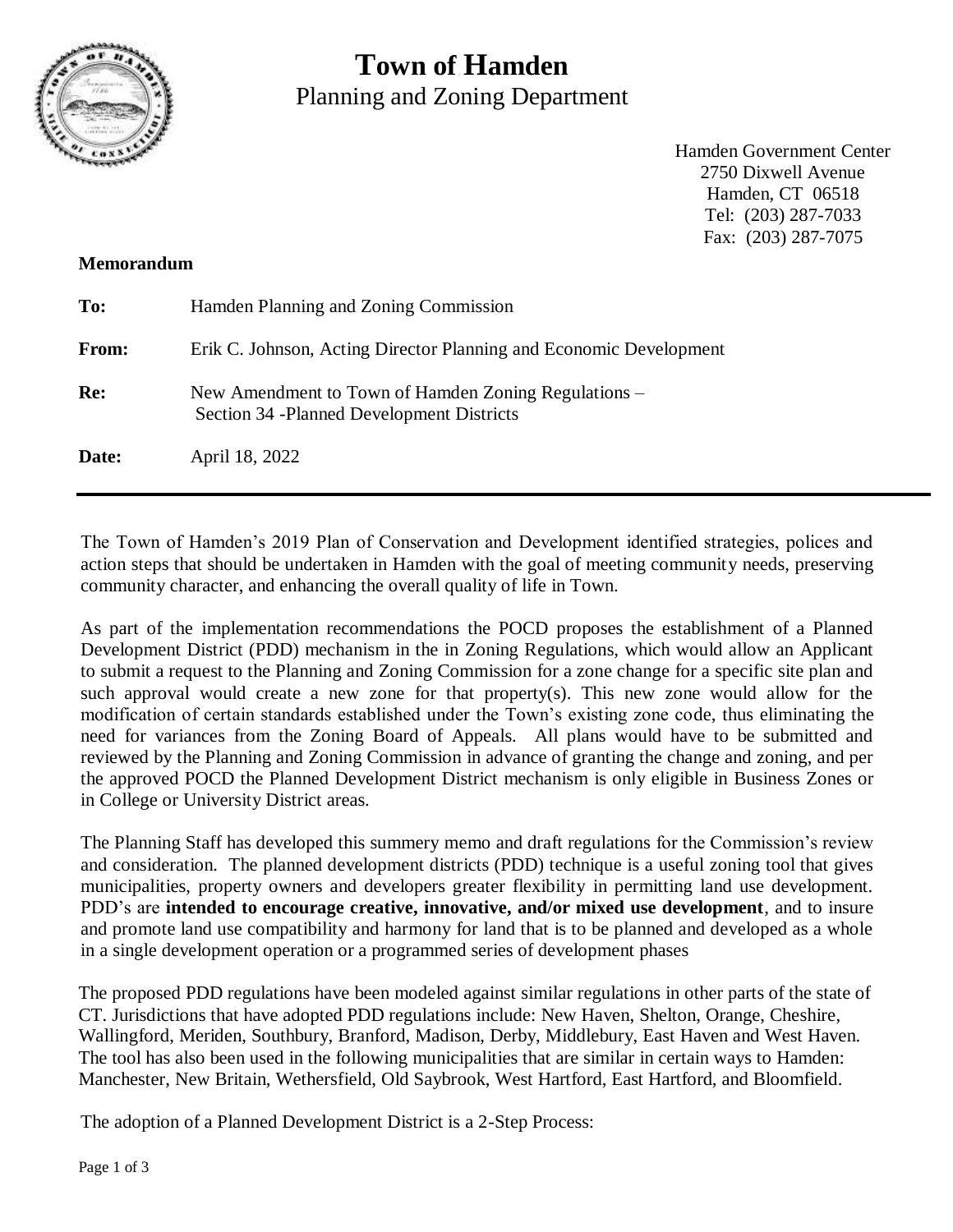# Town of Hamden

Planning and Zoning Department

Hamden Government Center
2750 Dixwell Avenue
Hamden, CT 06518
Tel: (203) 287-7033
Fax: (203) 287-7075

**Memorandum**

**To:** Hamden Planning and Zoning Commission

**From:** Erik C. Johnson, Acting Director Planning and Economic Development

**Re:** New Amendment to Town of Hamden Zoning Regulations – Section 34 -Planned Development Districts

**Date:** April 18, 2022

---

The Town of Hamden's 2019 Plan of Conservation and Development identified strategies, polices and action steps that should be undertaken in Hamden with the goal of meeting community needs, preserving community character, and enhancing the overall quality of life in Town.

As part of the implementation recommendations the POCD proposes the establishment of a Planned Development District (PDD) mechanism in the in Zoning Regulations, which would allow an Applicant to submit a request to the Planning and Zoning Commission for a zone change for a specific site plan and such approval would create a new zone for that property(s). This new zone would allow for the modification of certain standards established under the Town's existing zone code, thus eliminating the need for variances from the Zoning Board of Appeals. All plans would have to be submitted and reviewed by the Planning and Zoning Commission in advance of granting the change and zoning, and per the approved POCD the Planned Development District mechanism is only eligible in Business Zones or in College or University District areas.

The Planning Staff has developed this summery memo and draft regulations for the Commission's review and consideration. The planned development districts (PDD) technique is a useful zoning tool that gives municipalities, property owners and developers greater flexibility in permitting land use development. PDD's are **intended to encourage creative, innovative, and/or mixed use development**, and to insure and promote land use compatibility and harmony for land that is to be planned and developed as a whole in a single development operation or a programmed series of development phases

The proposed PDD regulations have been modeled against similar regulations in other parts of the state of CT. Jurisdictions that have adopted PDD regulations include: New Haven, Shelton, Orange, Cheshire, Wallingford, Meriden, Southbury, Branford, Madison, Derby, Middlebury, East Haven and West Haven. The tool has also been used in the following municipalities that are similar in certain ways to Hamden: Manchester, New Britain, Wethersfield, Old Saybrook, West Hartford, East Hartford, and Bloomfield.

The adoption of a Planned Development District is a 2-Step Process: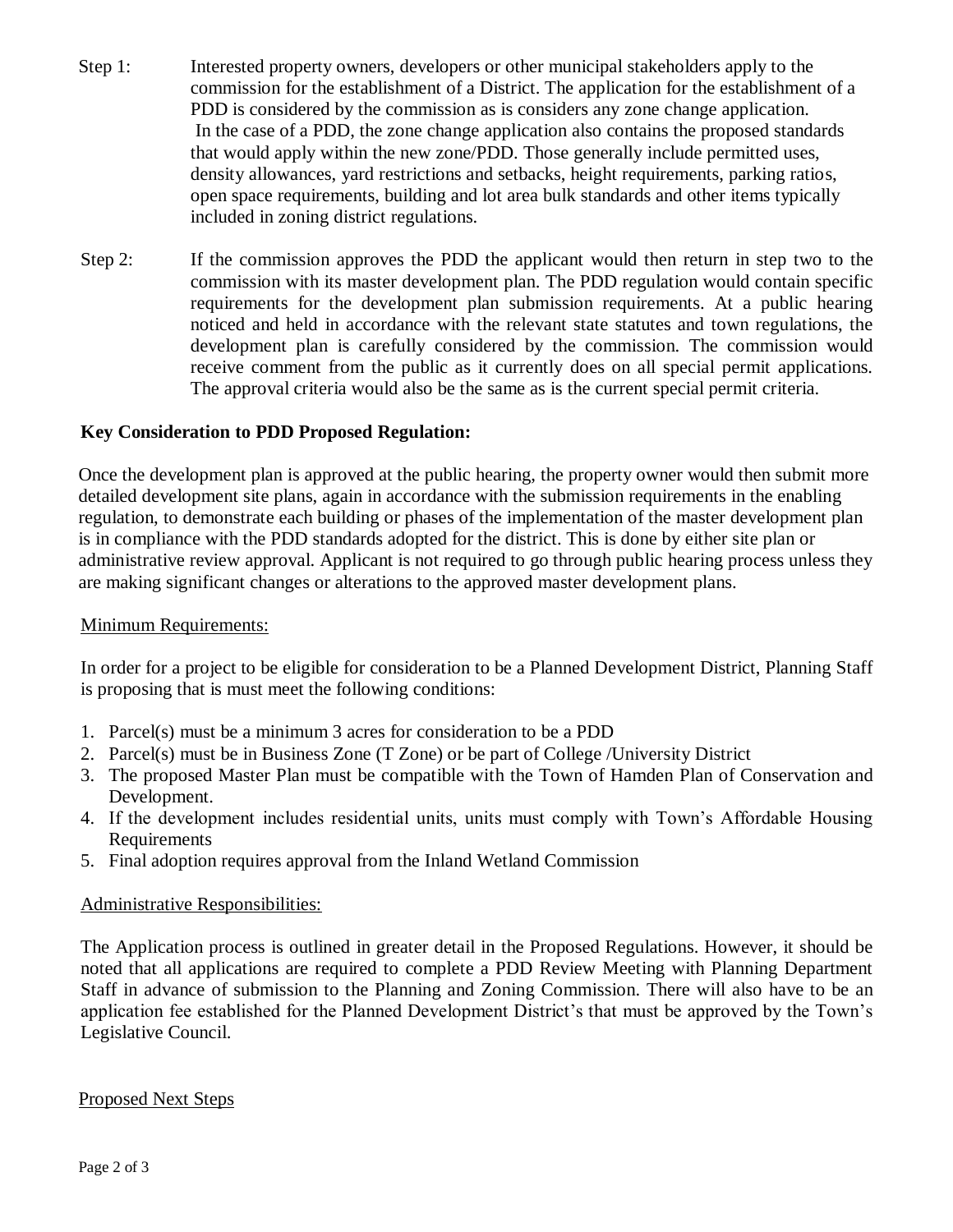Step 1: Interested property owners, developers or other municipal stakeholders apply to the commission for the establishment of a District. The application for the establishment of a PDD is considered by the commission as is considers any zone change application. In the case of a PDD, the zone change application also contains the proposed standards that would apply within the new zone/PDD. Those generally include permitted uses, density allowances, yard restrictions and setbacks, height requirements, parking ratios, open space requirements, building and lot area bulk standards and other items typically included in zoning district regulations.

Step 2: If the commission approves the PDD the applicant would then return in step two to the commission with its master development plan. The PDD regulation would contain specific requirements for the development plan submission requirements. At a public hearing noticed and held in accordance with the relevant state statutes and town regulations, the development plan is carefully considered by the commission. The commission would receive comment from the public as it currently does on all special permit applications. The approval criteria would also be the same as is the current special permit criteria.

**Key Consideration to PDD Proposed Regulation:**

Once the development plan is approved at the public hearing, the property owner would then submit more detailed development site plans, again in accordance with the submission requirements in the enabling regulation, to demonstrate each building or phases of the implementation of the master development plan is in compliance with the PDD standards adopted for the district. This is done by either site plan or administrative review approval. Applicant is not required to go through public hearing process unless they are making significant changes or alterations to the approved master development plans.

Minimum Requirements:

In order for a project to be eligible for consideration to be a Planned Development District, Planning Staff is proposing that is must meet the following conditions:

1. Parcel(s) must be a minimum 3 acres for consideration to be a PDD
2. Parcel(s) must be in Business Zone (T Zone) or be part of College /University District
3. The proposed Master Plan must be compatible with the Town of Hamden Plan of Conservation and Development.
4. If the development includes residential units, units must comply with Town's Affordable Housing Requirements
5. Final adoption requires approval from the Inland Wetland Commission

Administrative Responsibilities:

The Application process is outlined in greater detail in the Proposed Regulations. However, it should be noted that all applications are required to complete a PDD Review Meeting with Planning Department Staff in advance of submission to the Planning and Zoning Commission. There will also have to be an application fee established for the Planned Development District's that must be approved by the Town's Legislative Council.

Proposed Next Steps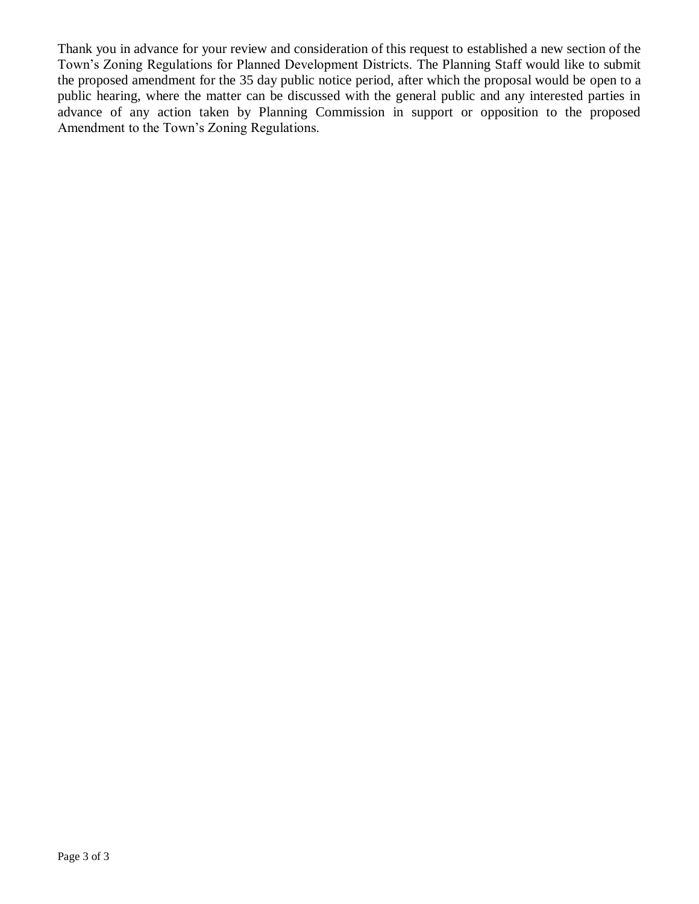Thank you in advance for your review and consideration of this request to established a new section of the Town's Zoning Regulations for Planned Development Districts. The Planning Staff would like to submit the proposed amendment for the 35 day public notice period, after which the proposal would be open to a public hearing, where the matter can be discussed with the general public and any interested parties in advance of any action taken by Planning Commission in support or opposition to the proposed Amendment to the Town's Zoning Regulations.